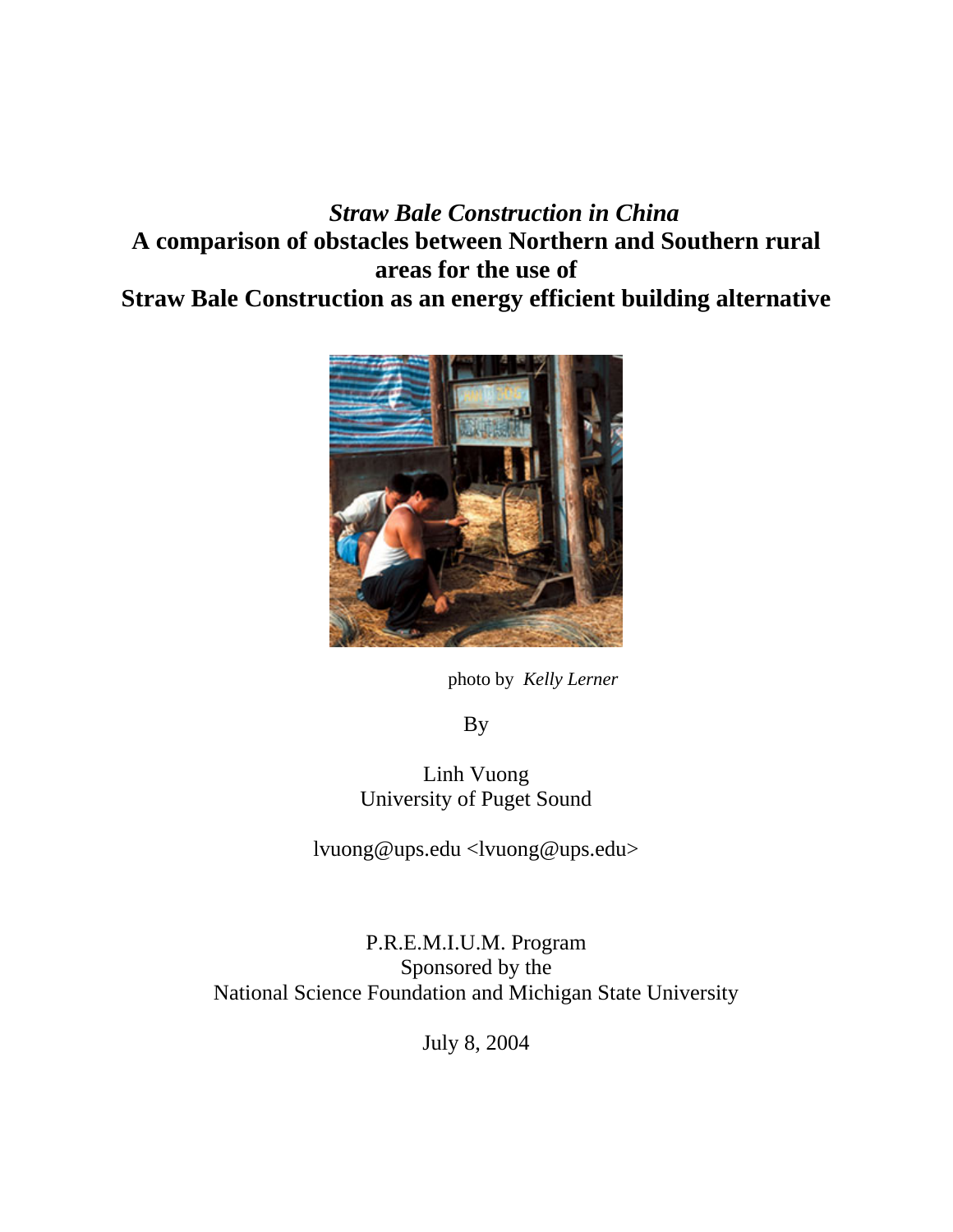# *Straw Bale Construction in China*
# A comparison of obstacles between Northern and Southern rural areas for the use of Straw Bale Construction as an energy efficient building alternative

photo by *Kelly Lerner*

By

Linh Vuong
University of Puget Sound

lvuong@ups.edu <lvuong@ups.edu>

P.R.E.M.I.U.M. Program
Sponsored by the
National Science Foundation and Michigan State University

July 8, 2004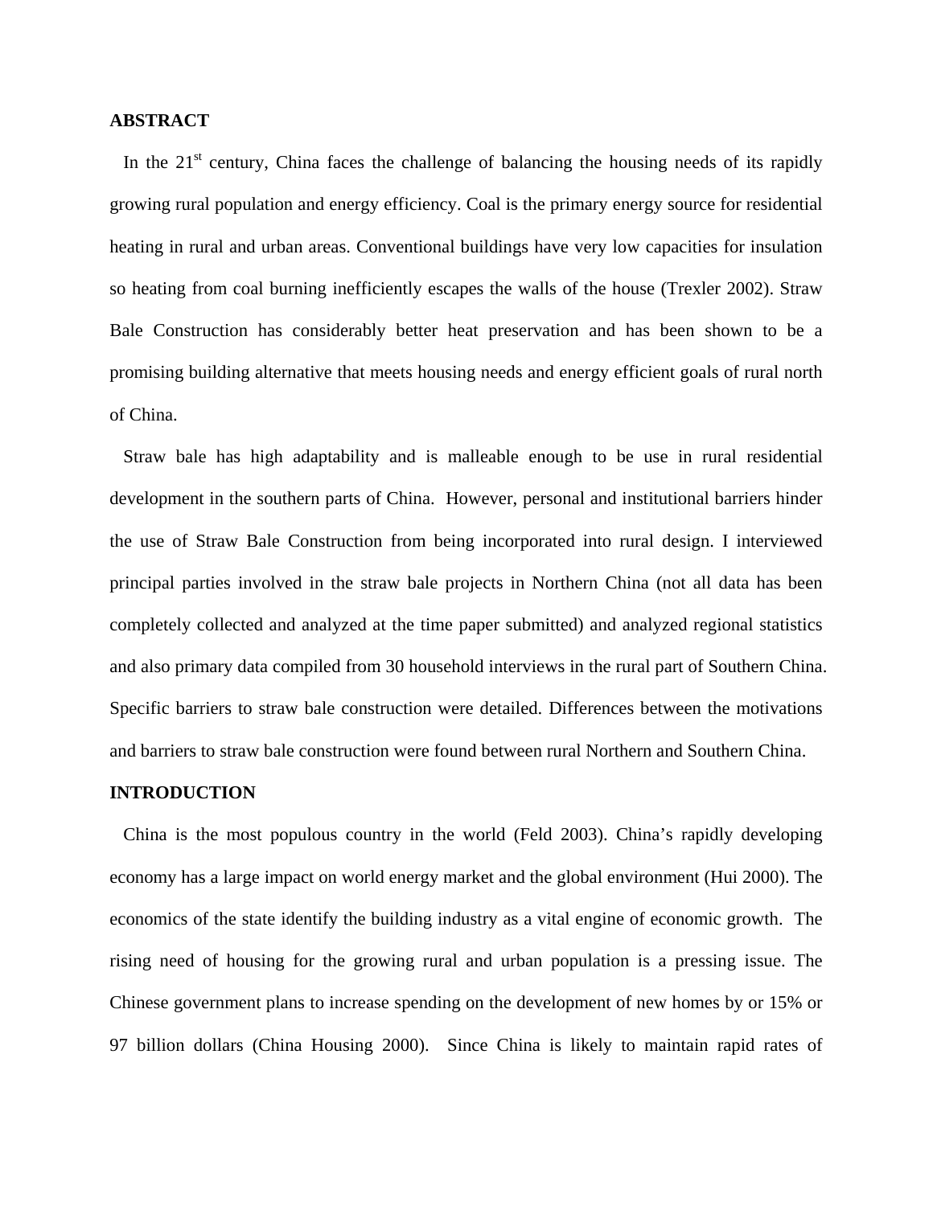## ABSTRACT

In the 21st century, China faces the challenge of balancing the housing needs of its rapidly growing rural population and energy efficiency. Coal is the primary energy source for residential heating in rural and urban areas. Conventional buildings have very low capacities for insulation so heating from coal burning inefficiently escapes the walls of the house (Trexler 2002). Straw Bale Construction has considerably better heat preservation and has been shown to be a promising building alternative that meets housing needs and energy efficient goals of rural north of China.

Straw bale has high adaptability and is malleable enough to be use in rural residential development in the southern parts of China. However, personal and institutional barriers hinder the use of Straw Bale Construction from being incorporated into rural design. I interviewed principal parties involved in the straw bale projects in Northern China (not all data has been completely collected and analyzed at the time paper submitted) and analyzed regional statistics and also primary data compiled from 30 household interviews in the rural part of Southern China. Specific barriers to straw bale construction were detailed. Differences between the motivations and barriers to straw bale construction were found between rural Northern and Southern China.

## INTRODUCTION

China is the most populous country in the world (Feld 2003). China's rapidly developing economy has a large impact on world energy market and the global environment (Hui 2000). The economics of the state identify the building industry as a vital engine of economic growth. The rising need of housing for the growing rural and urban population is a pressing issue. The Chinese government plans to increase spending on the development of new homes by or 15% or 97 billion dollars (China Housing 2000). Since China is likely to maintain rapid rates of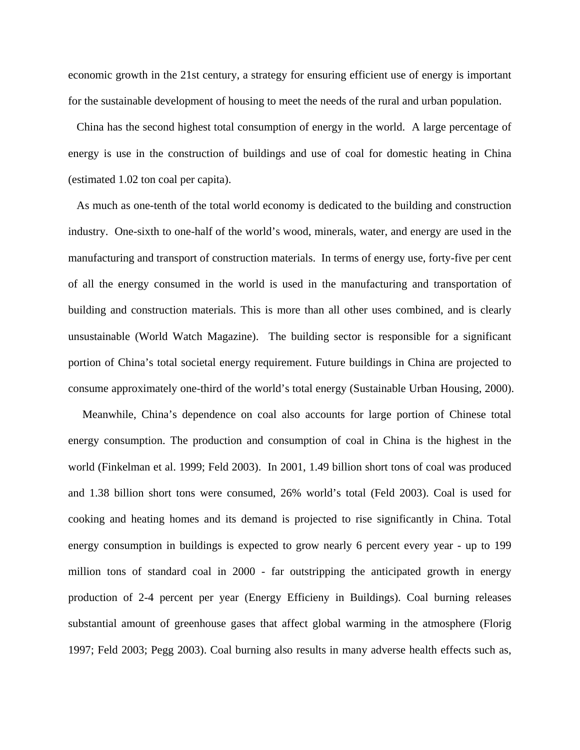economic growth in the 21st century, a strategy for ensuring efficient use of energy is important for the sustainable development of housing to meet the needs of the rural and urban population.

China has the second highest total consumption of energy in the world. A large percentage of energy is use in the construction of buildings and use of coal for domestic heating in China (estimated 1.02 ton coal per capita).

As much as one-tenth of the total world economy is dedicated to the building and construction industry. One-sixth to one-half of the world's wood, minerals, water, and energy are used in the manufacturing and transport of construction materials. In terms of energy use, forty-five per cent of all the energy consumed in the world is used in the manufacturing and transportation of building and construction materials. This is more than all other uses combined, and is clearly unsustainable (World Watch Magazine). The building sector is responsible for a significant portion of China's total societal energy requirement. Future buildings in China are projected to consume approximately one-third of the world's total energy (Sustainable Urban Housing, 2000).

Meanwhile, China's dependence on coal also accounts for large portion of Chinese total energy consumption. The production and consumption of coal in China is the highest in the world (Finkelman et al. 1999; Feld 2003). In 2001, 1.49 billion short tons of coal was produced and 1.38 billion short tons were consumed, 26% world's total (Feld 2003). Coal is used for cooking and heating homes and its demand is projected to rise significantly in China. Total energy consumption in buildings is expected to grow nearly 6 percent every year - up to 199 million tons of standard coal in 2000 - far outstripping the anticipated growth in energy production of 2-4 percent per year (Energy Efficieny in Buildings). Coal burning releases substantial amount of greenhouse gases that affect global warming in the atmosphere (Florig 1997; Feld 2003; Pegg 2003). Coal burning also results in many adverse health effects such as,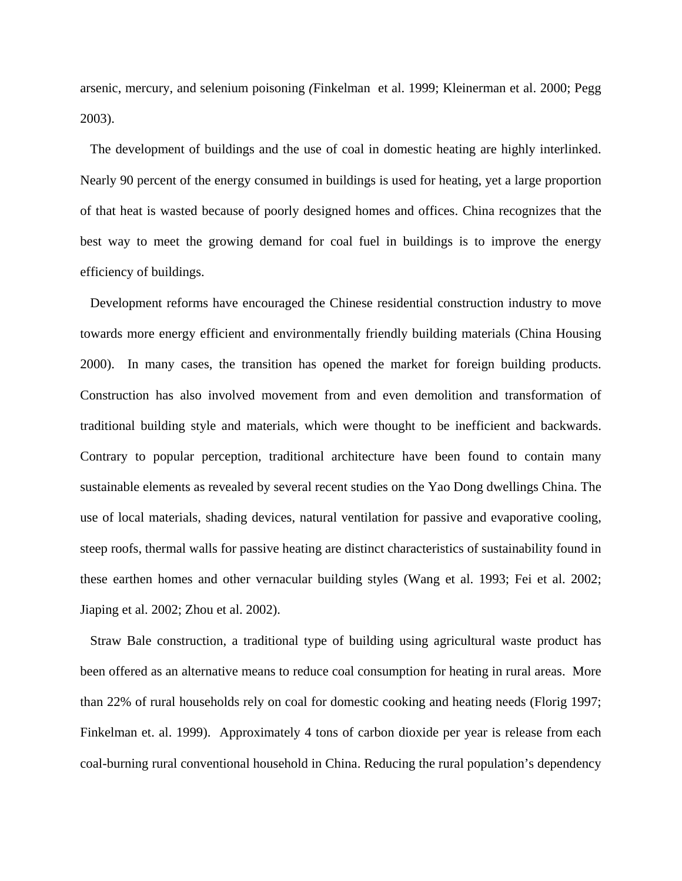arsenic, mercury, and selenium poisoning (Finkelman et al. 1999; Kleinerman et al. 2000; Pegg 2003).

The development of buildings and the use of coal in domestic heating are highly interlinked. Nearly 90 percent of the energy consumed in buildings is used for heating, yet a large proportion of that heat is wasted because of poorly designed homes and offices. China recognizes that the best way to meet the growing demand for coal fuel in buildings is to improve the energy efficiency of buildings.

Development reforms have encouraged the Chinese residential construction industry to move towards more energy efficient and environmentally friendly building materials (China Housing 2000). In many cases, the transition has opened the market for foreign building products. Construction has also involved movement from and even demolition and transformation of traditional building style and materials, which were thought to be inefficient and backwards. Contrary to popular perception, traditional architecture have been found to contain many sustainable elements as revealed by several recent studies on the Yao Dong dwellings China. The use of local materials, shading devices, natural ventilation for passive and evaporative cooling, steep roofs, thermal walls for passive heating are distinct characteristics of sustainability found in these earthen homes and other vernacular building styles (Wang et al. 1993; Fei et al. 2002; Jiaping et al. 2002; Zhou et al. 2002).

Straw Bale construction, a traditional type of building using agricultural waste product has been offered as an alternative means to reduce coal consumption for heating in rural areas. More than 22% of rural households rely on coal for domestic cooking and heating needs (Florig 1997; Finkelman et. al. 1999). Approximately 4 tons of carbon dioxide per year is release from each coal-burning rural conventional household in China. Reducing the rural population's dependency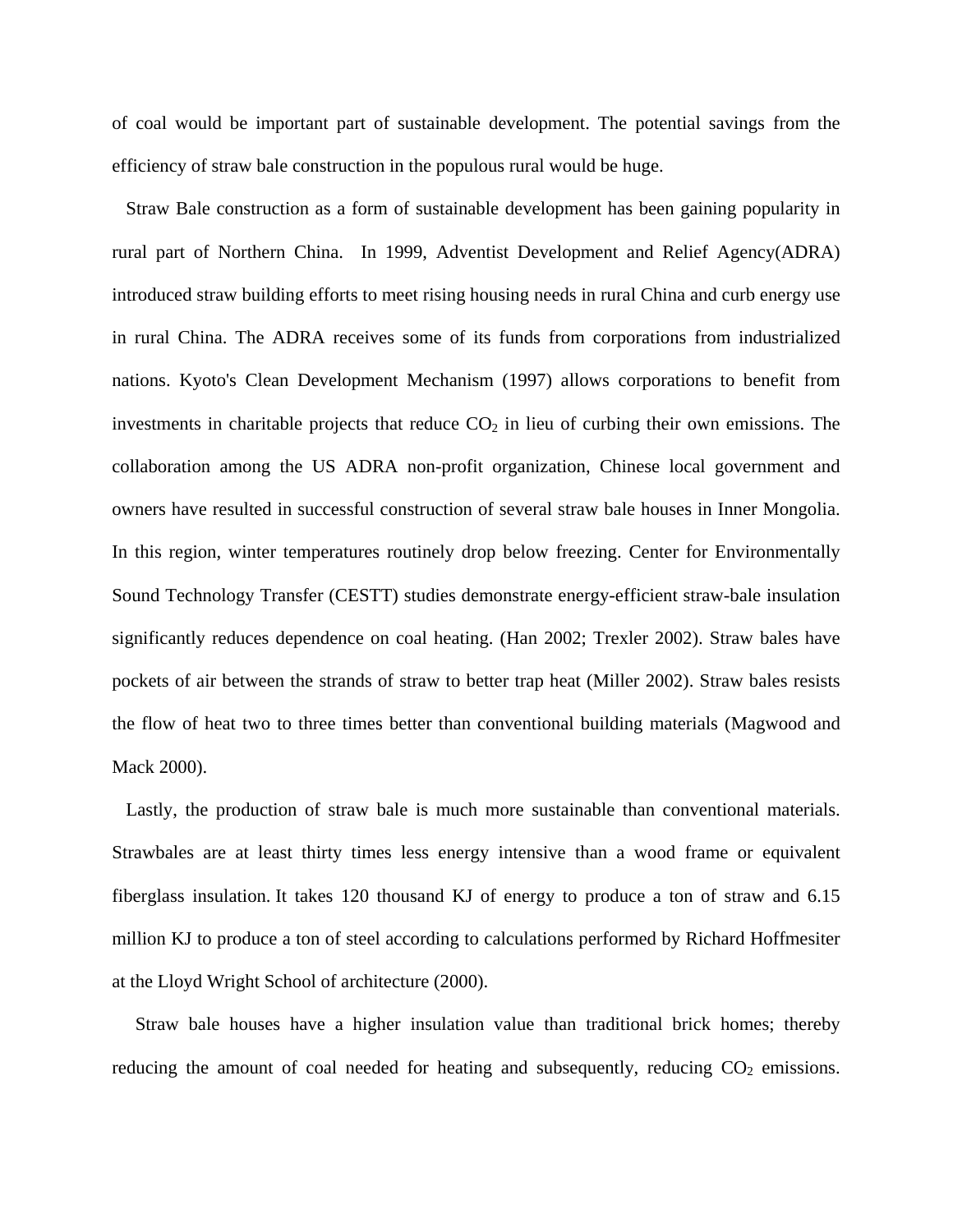of coal would be important part of sustainable development. The potential savings from the efficiency of straw bale construction in the populous rural would be huge.

Straw Bale construction as a form of sustainable development has been gaining popularity in rural part of Northern China. In 1999, Adventist Development and Relief Agency(ADRA) introduced straw building efforts to meet rising housing needs in rural China and curb energy use in rural China. The ADRA receives some of its funds from corporations from industrialized nations. Kyoto's Clean Development Mechanism (1997) allows corporations to benefit from investments in charitable projects that reduce $CO_2$ in lieu of curbing their own emissions. The collaboration among the US ADRA non-profit organization, Chinese local government and owners have resulted in successful construction of several straw bale houses in Inner Mongolia. In this region, winter temperatures routinely drop below freezing. Center for Environmentally Sound Technology Transfer (CESTT) studies demonstrate energy-efficient straw-bale insulation significantly reduces dependence on coal heating. (Han 2002; Trexler 2002). Straw bales have pockets of air between the strands of straw to better trap heat (Miller 2002). Straw bales resists the flow of heat two to three times better than conventional building materials (Magwood and Mack 2000).

Lastly, the production of straw bale is much more sustainable than conventional materials. Strawbales are at least thirty times less energy intensive than a wood frame or equivalent fiberglass insulation. It takes 120 thousand KJ of energy to produce a ton of straw and 6.15 million KJ to produce a ton of steel according to calculations performed by Richard Hoffmesiter at the Lloyd Wright School of architecture (2000).

Straw bale houses have a higher insulation value than traditional brick homes; thereby reducing the amount of coal needed for heating and subsequently, reducing $CO_2$ emissions.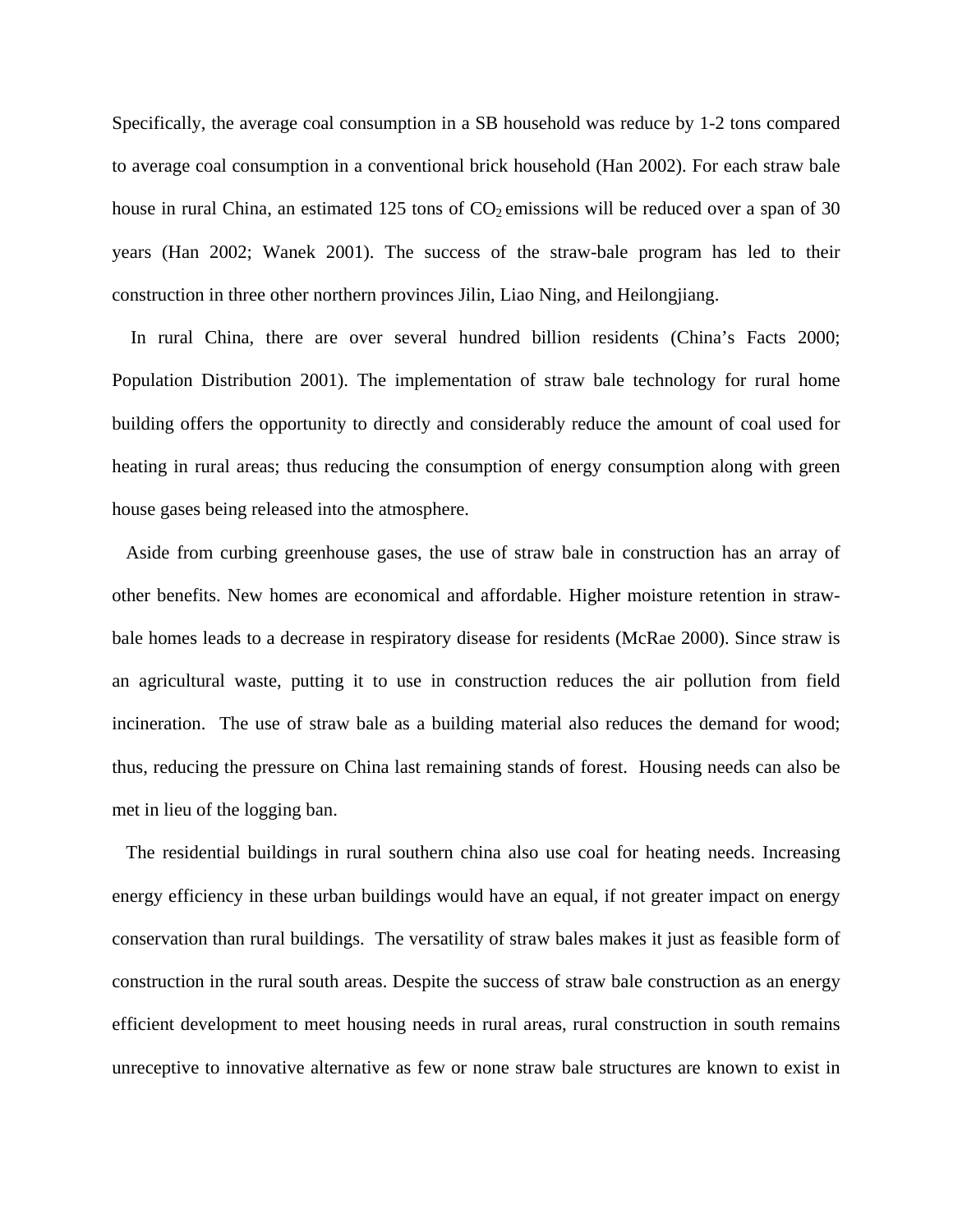Specifically, the average coal consumption in a SB household was reduce by 1-2 tons compared to average coal consumption in a conventional brick household (Han 2002). For each straw bale house in rural China, an estimated 125 tons of $CO_2$ emissions will be reduced over a span of 30 years (Han 2002; Wanek 2001). The success of the straw-bale program has led to their construction in three other northern provinces Jilin, Liao Ning, and Heilongjiang.

In rural China, there are over several hundred billion residents (China's Facts 2000; Population Distribution 2001). The implementation of straw bale technology for rural home building offers the opportunity to directly and considerably reduce the amount of coal used for heating in rural areas; thus reducing the consumption of energy consumption along with green house gases being released into the atmosphere.

Aside from curbing greenhouse gases, the use of straw bale in construction has an array of other benefits. New homes are economical and affordable. Higher moisture retention in straw-bale homes leads to a decrease in respiratory disease for residents (McRae 2000). Since straw is an agricultural waste, putting it to use in construction reduces the air pollution from field incineration. The use of straw bale as a building material also reduces the demand for wood; thus, reducing the pressure on China last remaining stands of forest. Housing needs can also be met in lieu of the logging ban.

The residential buildings in rural southern china also use coal for heating needs. Increasing energy efficiency in these urban buildings would have an equal, if not greater impact on energy conservation than rural buildings. The versatility of straw bales makes it just as feasible form of construction in the rural south areas. Despite the success of straw bale construction as an energy efficient development to meet housing needs in rural areas, rural construction in south remains unreceptive to innovative alternative as few or none straw bale structures are known to exist in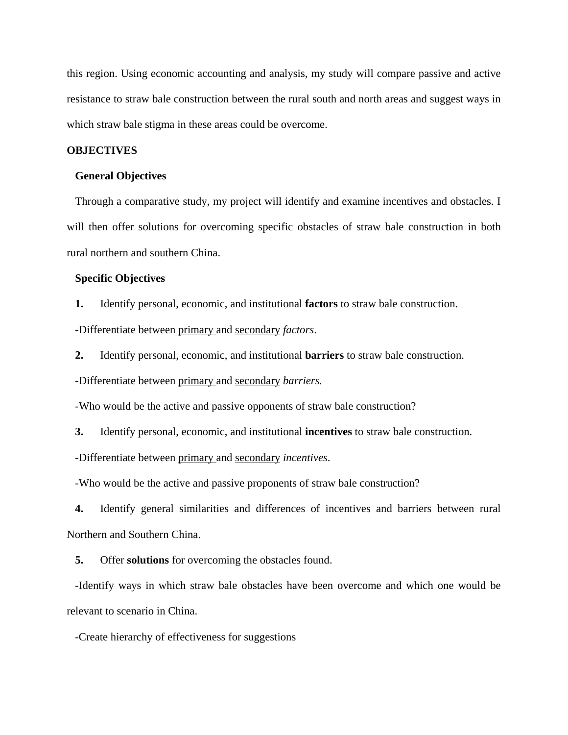this region. Using economic accounting and analysis, my study will compare passive and active resistance to straw bale construction between the rural south and north areas and suggest ways in which straw bale stigma in these areas could be overcome.

## OBJECTIVES

### General Objectives

Through a comparative study, my project will identify and examine incentives and obstacles. I will then offer solutions for overcoming specific obstacles of straw bale construction in both rural northern and southern China.

### Specific Objectives

**1.** Identify personal, economic, and institutional **factors** to straw bale construction.

-Differentiate between <u>primary</u> and <u>secondary</u> *factors*.

**2.** Identify personal, economic, and institutional **barriers** to straw bale construction.

-Differentiate between <u>primary</u> and <u>secondary</u> *barriers.*

-Who would be the active and passive opponents of straw bale construction?

**3.** Identify personal, economic, and institutional **incentives** to straw bale construction.

-Differentiate between <u>primary</u> and <u>secondary</u> *incentives*.

-Who would be the active and passive proponents of straw bale construction?

**4.** Identify general similarities and differences of incentives and barriers between rural Northern and Southern China.

**5.** Offer **solutions** for overcoming the obstacles found.

-Identify ways in which straw bale obstacles have been overcome and which one would be relevant to scenario in China.

-Create hierarchy of effectiveness for suggestions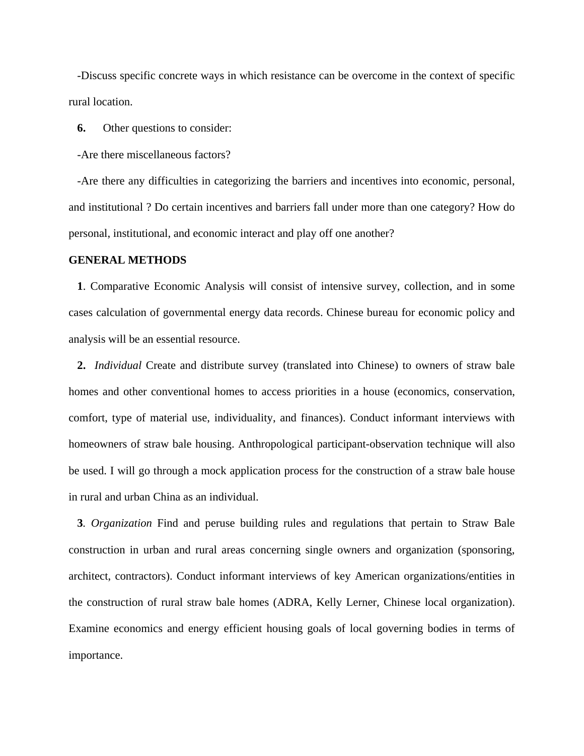-Discuss specific concrete ways in which resistance can be overcome in the context of specific rural location.

**6.** Other questions to consider:

-Are there miscellaneous factors?

-Are there any difficulties in categorizing the barriers and incentives into economic, personal, and institutional ? Do certain incentives and barriers fall under more than one category? How do personal, institutional, and economic interact and play off one another?

**GENERAL METHODS**

**1**. Comparative Economic Analysis will consist of intensive survey, collection, and in some cases calculation of governmental energy data records. Chinese bureau for economic policy and analysis will be an essential resource.

**2.** *Individual* Create and distribute survey (translated into Chinese) to owners of straw bale homes and other conventional homes to access priorities in a house (economics, conservation, comfort, type of material use, individuality, and finances). Conduct informant interviews with homeowners of straw bale housing. Anthropological participant-observation technique will also be used. I will go through a mock application process for the construction of a straw bale house in rural and urban China as an individual.

**3**. *Organization* Find and peruse building rules and regulations that pertain to Straw Bale construction in urban and rural areas concerning single owners and organization (sponsoring, architect, contractors). Conduct informant interviews of key American organizations/entities in the construction of rural straw bale homes (ADRA, Kelly Lerner, Chinese local organization). Examine economics and energy efficient housing goals of local governing bodies in terms of importance.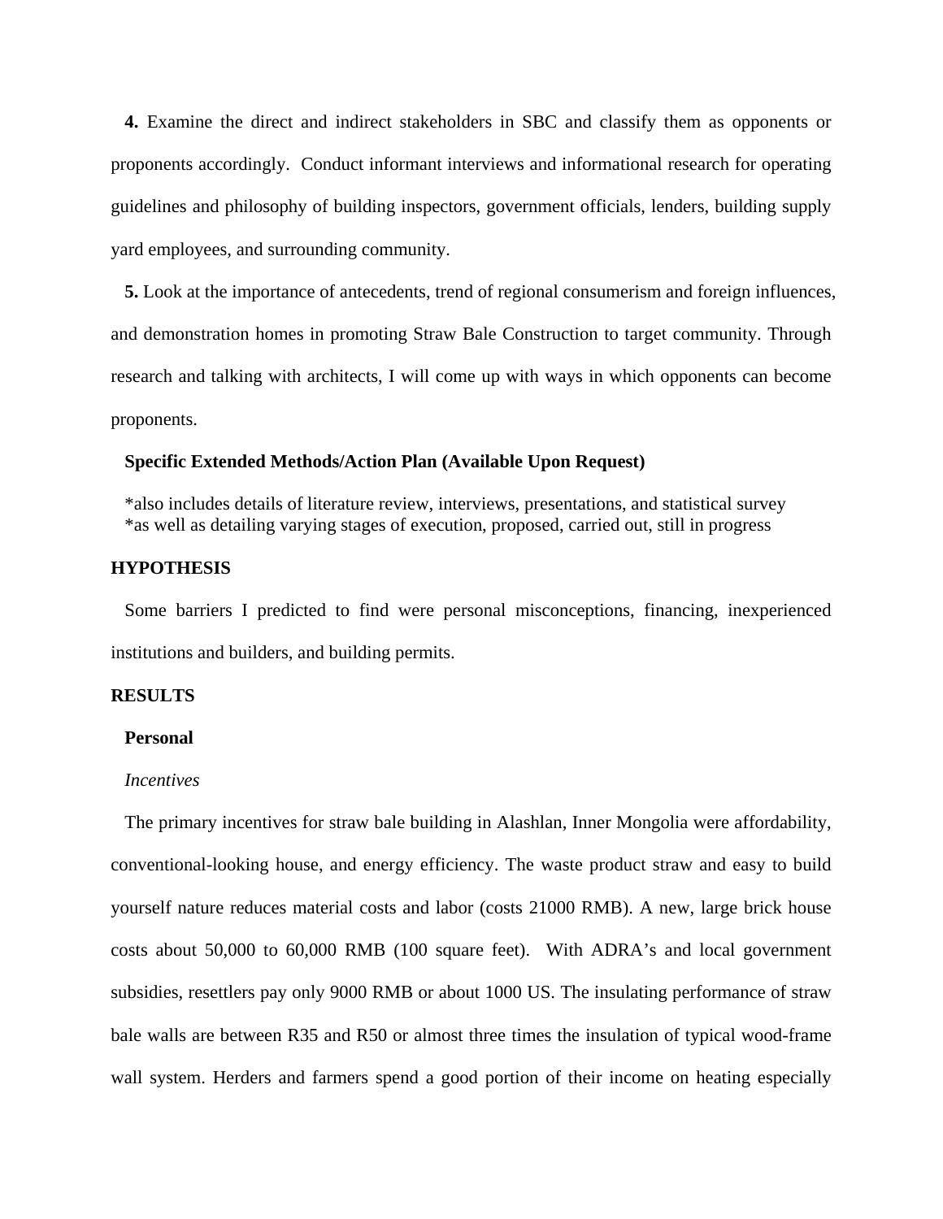**4.** Examine the direct and indirect stakeholders in SBC and classify them as opponents or proponents accordingly. Conduct informant interviews and informational research for operating guidelines and philosophy of building inspectors, government officials, lenders, building supply yard employees, and surrounding community.

**5.** Look at the importance of antecedents, trend of regional consumerism and foreign influences, and demonstration homes in promoting Straw Bale Construction to target community. Through research and talking with architects, I will come up with ways in which opponents can become proponents.

**Specific Extended Methods/Action Plan (Available Upon Request)**

*also includes details of literature review, interviews, presentations, and statistical survey
*as well as detailing varying stages of execution, proposed, carried out, still in progress

## HYPOTHESIS

Some barriers I predicted to find were personal misconceptions, financing, inexperienced institutions and builders, and building permits.

## RESULTS

**Personal**

*Incentives*

The primary incentives for straw bale building in Alashlan, Inner Mongolia were affordability, conventional-looking house, and energy efficiency. The waste product straw and easy to build yourself nature reduces material costs and labor (costs 21000 RMB). A new, large brick house costs about 50,000 to 60,000 RMB (100 square feet). With ADRA's and local government subsidies, resettlers pay only 9000 RMB or about 1000 US. The insulating performance of straw bale walls are between R35 and R50 or almost three times the insulation of typical wood-frame wall system. Herders and farmers spend a good portion of their income on heating especially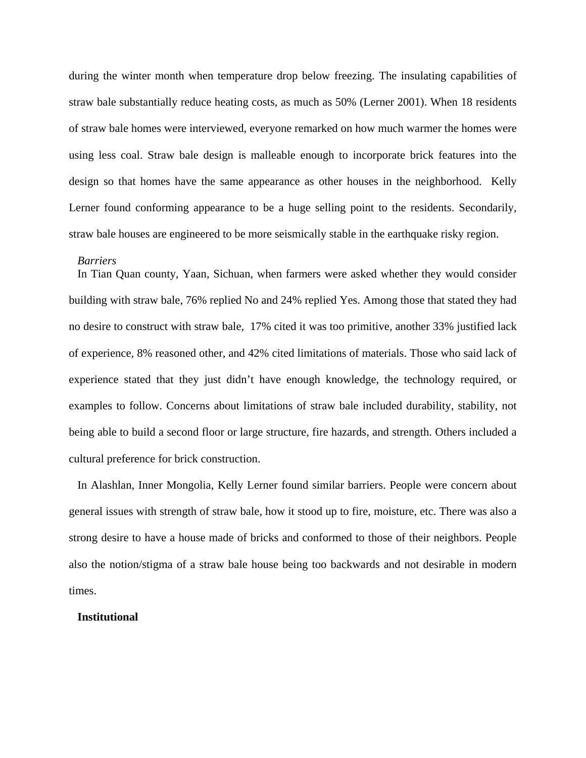during the winter month when temperature drop below freezing. The insulating capabilities of straw bale substantially reduce heating costs, as much as 50% (Lerner 2001). When 18 residents of straw bale homes were interviewed, everyone remarked on how much warmer the homes were using less coal. Straw bale design is malleable enough to incorporate brick features into the design so that homes have the same appearance as other houses in the neighborhood. Kelly Lerner found conforming appearance to be a huge selling point to the residents. Secondarily, straw bale houses are engineered to be more seismically stable in the earthquake risky region.

*Barriers*

In Tian Quan county, Yaan, Sichuan, when farmers were asked whether they would consider building with straw bale, 76% replied No and 24% replied Yes. Among those that stated they had no desire to construct with straw bale, 17% cited it was too primitive, another 33% justified lack of experience, 8% reasoned other, and 42% cited limitations of materials. Those who said lack of experience stated that they just didn't have enough knowledge, the technology required, or examples to follow. Concerns about limitations of straw bale included durability, stability, not being able to build a second floor or large structure, fire hazards, and strength. Others included a cultural preference for brick construction.

In Alashlan, Inner Mongolia, Kelly Lerner found similar barriers. People were concern about general issues with strength of straw bale, how it stood up to fire, moisture, etc. There was also a strong desire to have a house made of bricks and conformed to those of their neighbors. People also the notion/stigma of a straw bale house being too backwards and not desirable in modern times.

**Institutional**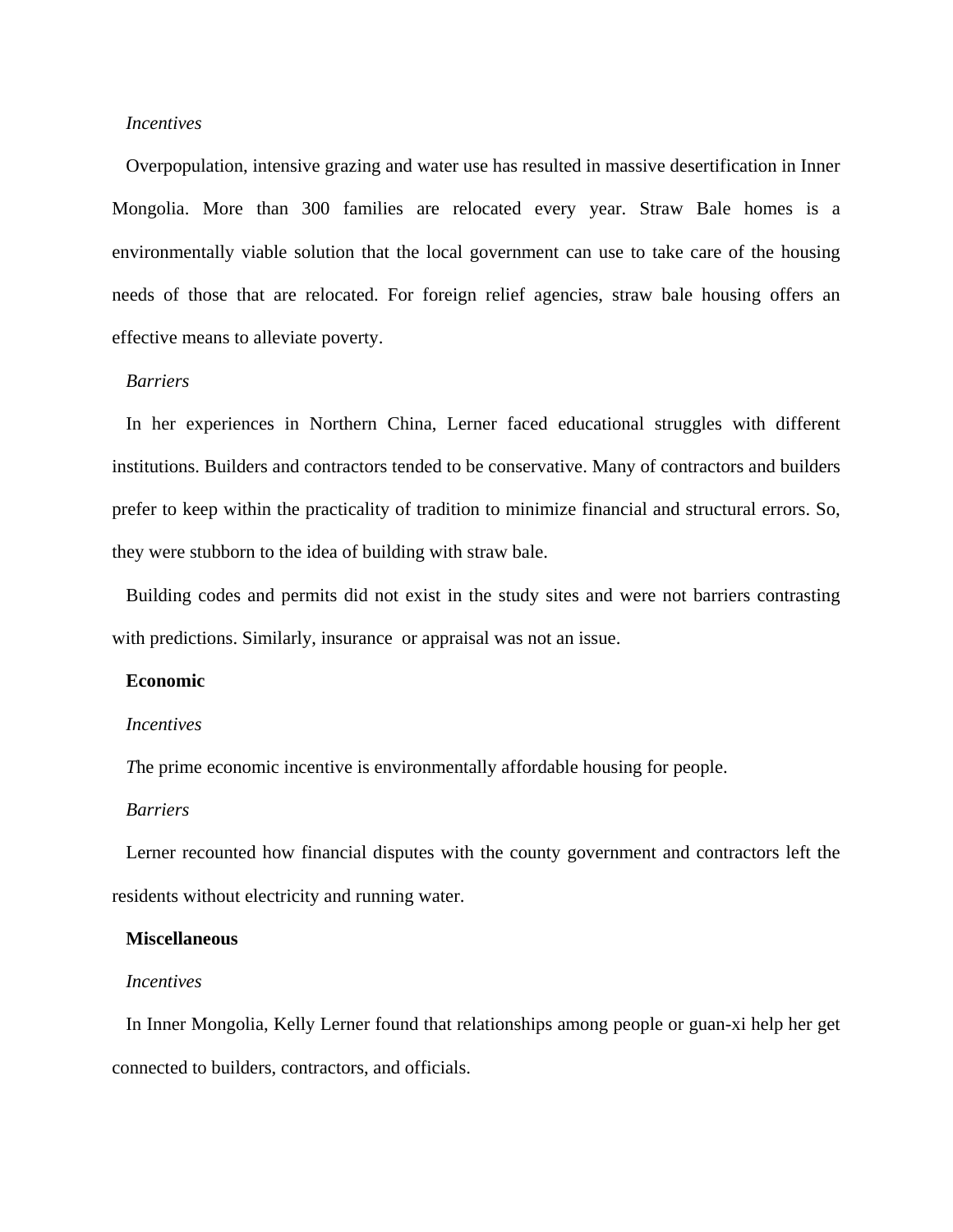*Incentives*

Overpopulation, intensive grazing and water use has resulted in massive desertification in Inner Mongolia. More than 300 families are relocated every year. Straw Bale homes is a environmentally viable solution that the local government can use to take care of the housing needs of those that are relocated. For foreign relief agencies, straw bale housing offers an effective means to alleviate poverty.

*Barriers*

In her experiences in Northern China, Lerner faced educational struggles with different institutions. Builders and contractors tended to be conservative. Many of contractors and builders prefer to keep within the practicality of tradition to minimize financial and structural errors. So, they were stubborn to the idea of building with straw bale.

Building codes and permits did not exist in the study sites and were not barriers contrasting with predictions. Similarly, insurance or appraisal was not an issue.

**Economic**

*Incentives*

*T*he prime economic incentive is environmentally affordable housing for people.

*Barriers*

Lerner recounted how financial disputes with the county government and contractors left the residents without electricity and running water.

**Miscellaneous**

*Incentives*

In Inner Mongolia, Kelly Lerner found that relationships among people or guan-xi help her get connected to builders, contractors, and officials.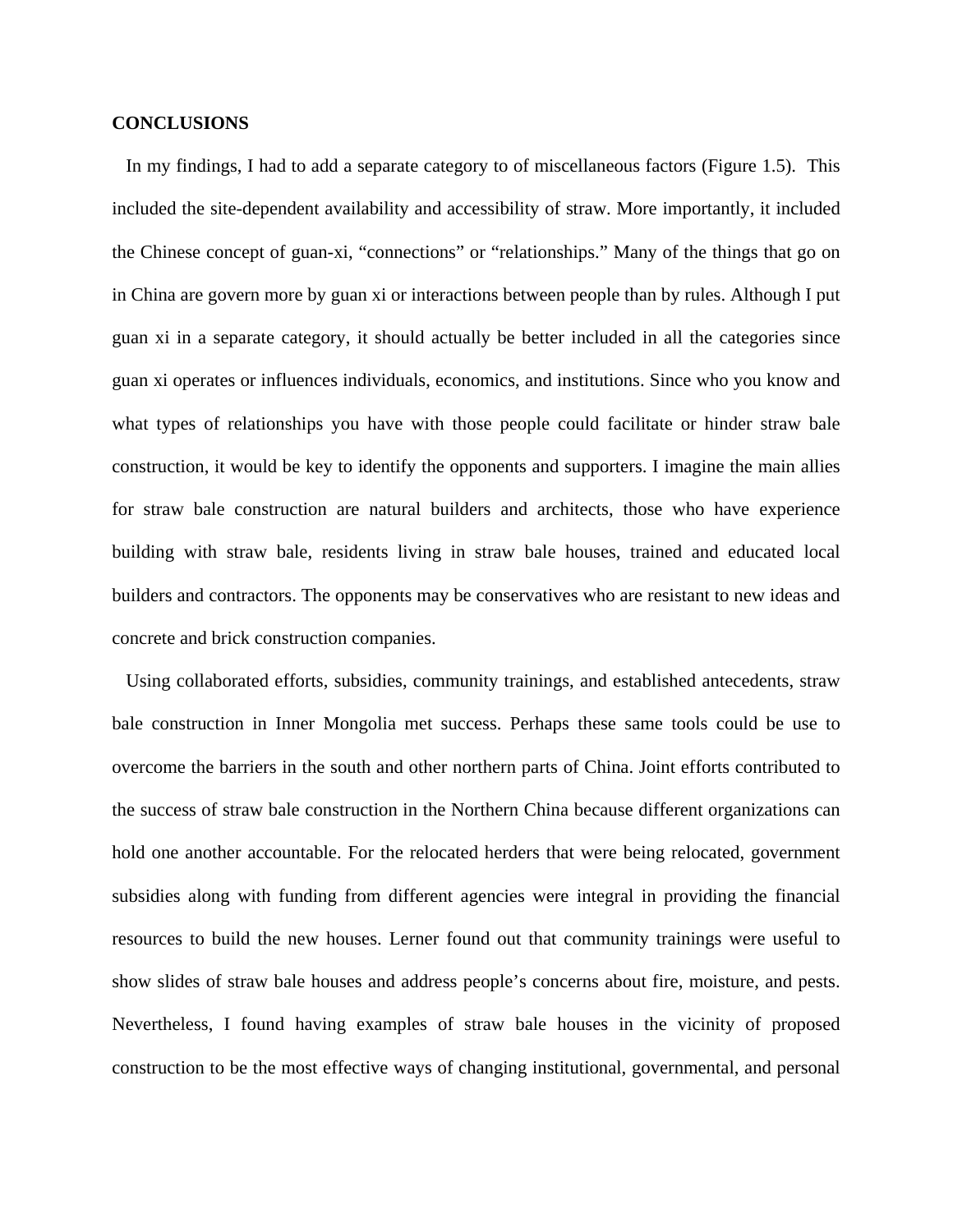**CONCLUSIONS**

In my findings, I had to add a separate category to of miscellaneous factors (Figure 1.5). This included the site-dependent availability and accessibility of straw. More importantly, it included the Chinese concept of guan-xi, "connections" or "relationships." Many of the things that go on in China are govern more by guan xi or interactions between people than by rules. Although I put guan xi in a separate category, it should actually be better included in all the categories since guan xi operates or influences individuals, economics, and institutions. Since who you know and what types of relationships you have with those people could facilitate or hinder straw bale construction, it would be key to identify the opponents and supporters. I imagine the main allies for straw bale construction are natural builders and architects, those who have experience building with straw bale, residents living in straw bale houses, trained and educated local builders and contractors. The opponents may be conservatives who are resistant to new ideas and concrete and brick construction companies.

Using collaborated efforts, subsidies, community trainings, and established antecedents, straw bale construction in Inner Mongolia met success. Perhaps these same tools could be use to overcome the barriers in the south and other northern parts of China. Joint efforts contributed to the success of straw bale construction in the Northern China because different organizations can hold one another accountable. For the relocated herders that were being relocated, government subsidies along with funding from different agencies were integral in providing the financial resources to build the new houses. Lerner found out that community trainings were useful to show slides of straw bale houses and address people's concerns about fire, moisture, and pests. Nevertheless, I found having examples of straw bale houses in the vicinity of proposed construction to be the most effective ways of changing institutional, governmental, and personal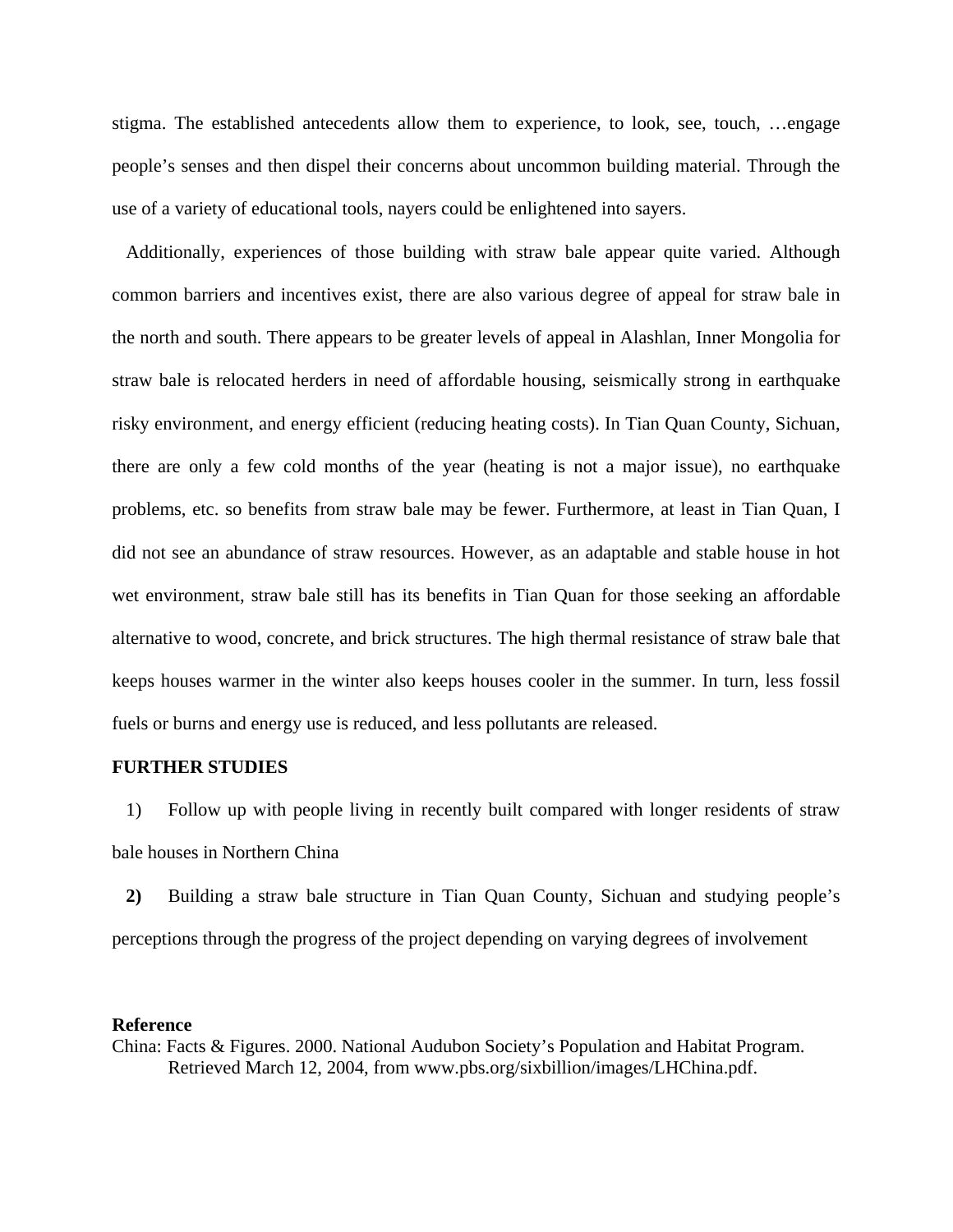stigma. The established antecedents allow them to experience, to look, see, touch, …engage people's senses and then dispel their concerns about uncommon building material. Through the use of a variety of educational tools, nayers could be enlightened into sayers.

Additionally, experiences of those building with straw bale appear quite varied. Although common barriers and incentives exist, there are also various degree of appeal for straw bale in the north and south. There appears to be greater levels of appeal in Alashlan, Inner Mongolia for straw bale is relocated herders in need of affordable housing, seismically strong in earthquake risky environment, and energy efficient (reducing heating costs). In Tian Quan County, Sichuan, there are only a few cold months of the year (heating is not a major issue), no earthquake problems, etc. so benefits from straw bale may be fewer. Furthermore, at least in Tian Quan, I did not see an abundance of straw resources. However, as an adaptable and stable house in hot wet environment, straw bale still has its benefits in Tian Quan for those seeking an affordable alternative to wood, concrete, and brick structures. The high thermal resistance of straw bale that keeps houses warmer in the winter also keeps houses cooler in the summer. In turn, less fossil fuels or burns and energy use is reduced, and less pollutants are released.

**FURTHER STUDIES**

1) Follow up with people living in recently built compared with longer residents of straw bale houses in Northern China

**2)** Building a straw bale structure in Tian Quan County, Sichuan and studying people's perceptions through the progress of the project depending on varying degrees of involvement

**Reference**

China: Facts & Figures. 2000. National Audubon Society's Population and Habitat Program. Retrieved March 12, 2004, from www.pbs.org/sixbillion/images/LHChina.pdf.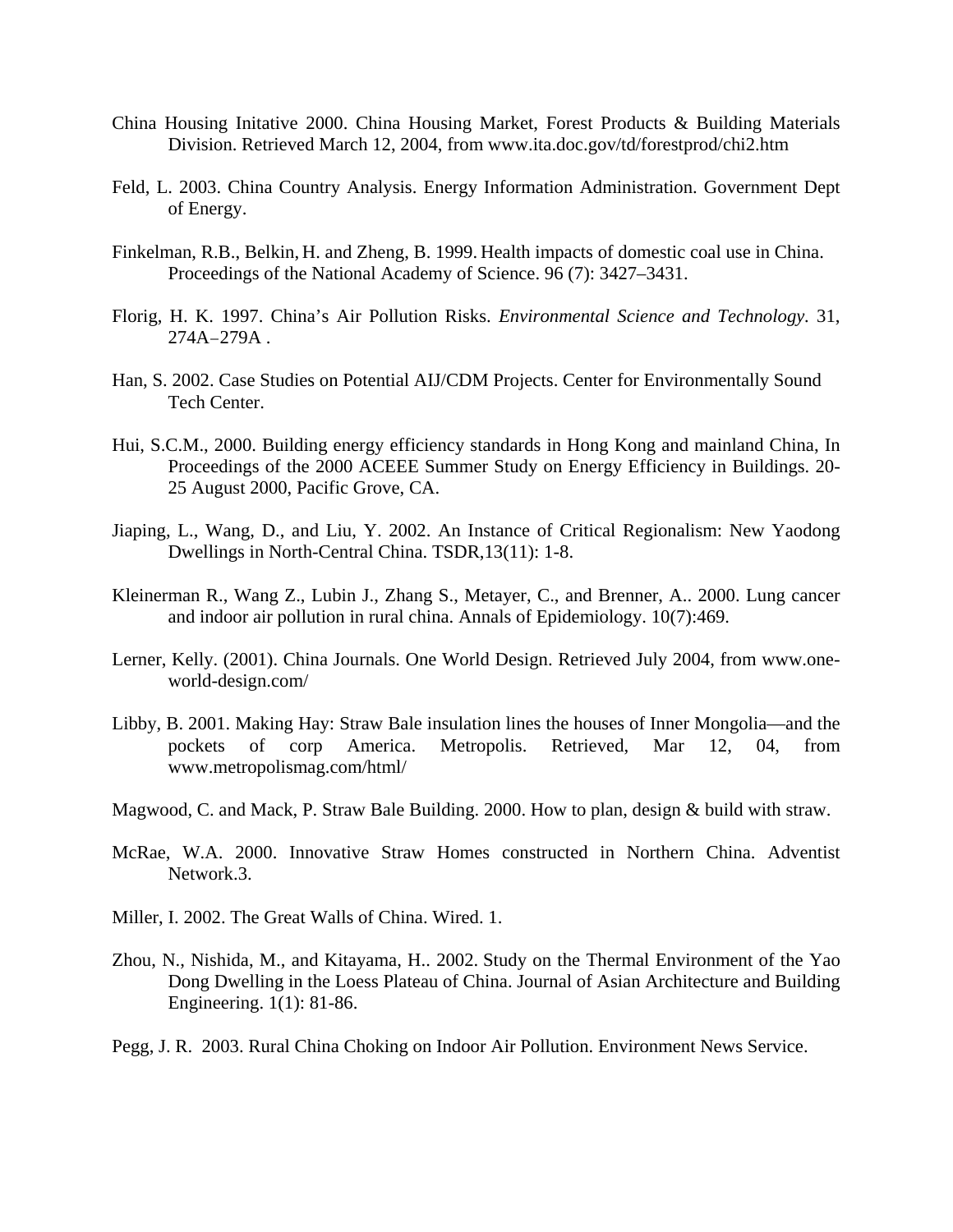China Housing Initative 2000. China Housing Market, Forest Products & Building Materials Division. Retrieved March 12, 2004, from www.ita.doc.gov/td/forestprod/chi2.htm

Feld, L. 2003. China Country Analysis. Energy Information Administration. Government Dept of Energy.

Finkelman, R.B., Belkin, H. and Zheng, B. 1999. Health impacts of domestic coal use in China. Proceedings of the National Academy of Science. 96 (7): 3427–3431.

Florig, H. K. 1997. China's Air Pollution Risks. *Environmental Science and Technology*. 31, 274A–279A .

Han, S. 2002. Case Studies on Potential AIJ/CDM Projects. Center for Environmentally Sound Tech Center.

Hui, S.C.M., 2000. Building energy efficiency standards in Hong Kong and mainland China, In Proceedings of the 2000 ACEEE Summer Study on Energy Efficiency in Buildings. 20-25 August 2000, Pacific Grove, CA.

Jiaping, L., Wang, D., and Liu, Y. 2002. An Instance of Critical Regionalism: New Yaodong Dwellings in North-Central China. TSDR,13(11): 1-8.

Kleinerman R., Wang Z., Lubin J., Zhang S., Metayer, C., and Brenner, A.. 2000. Lung cancer and indoor air pollution in rural china. Annals of Epidemiology. 10(7):469.

Lerner, Kelly. (2001). China Journals. One World Design. Retrieved July 2004, from www.one-world-design.com/

Libby, B. 2001. Making Hay: Straw Bale insulation lines the houses of Inner Mongolia—and the pockets of corp America. Metropolis. Retrieved, Mar 12, 04, from www.metropolismag.com/html/

Magwood, C. and Mack, P. Straw Bale Building. 2000. How to plan, design & build with straw.

McRae, W.A. 2000. Innovative Straw Homes constructed in Northern China. Adventist Network.3.

Miller, I. 2002. The Great Walls of China. Wired. 1.

Zhou, N., Nishida, M., and Kitayama, H.. 2002. Study on the Thermal Environment of the Yao Dong Dwelling in the Loess Plateau of China. Journal of Asian Architecture and Building Engineering. 1(1): 81-86.

Pegg, J. R. 2003. Rural China Choking on Indoor Air Pollution. Environment News Service.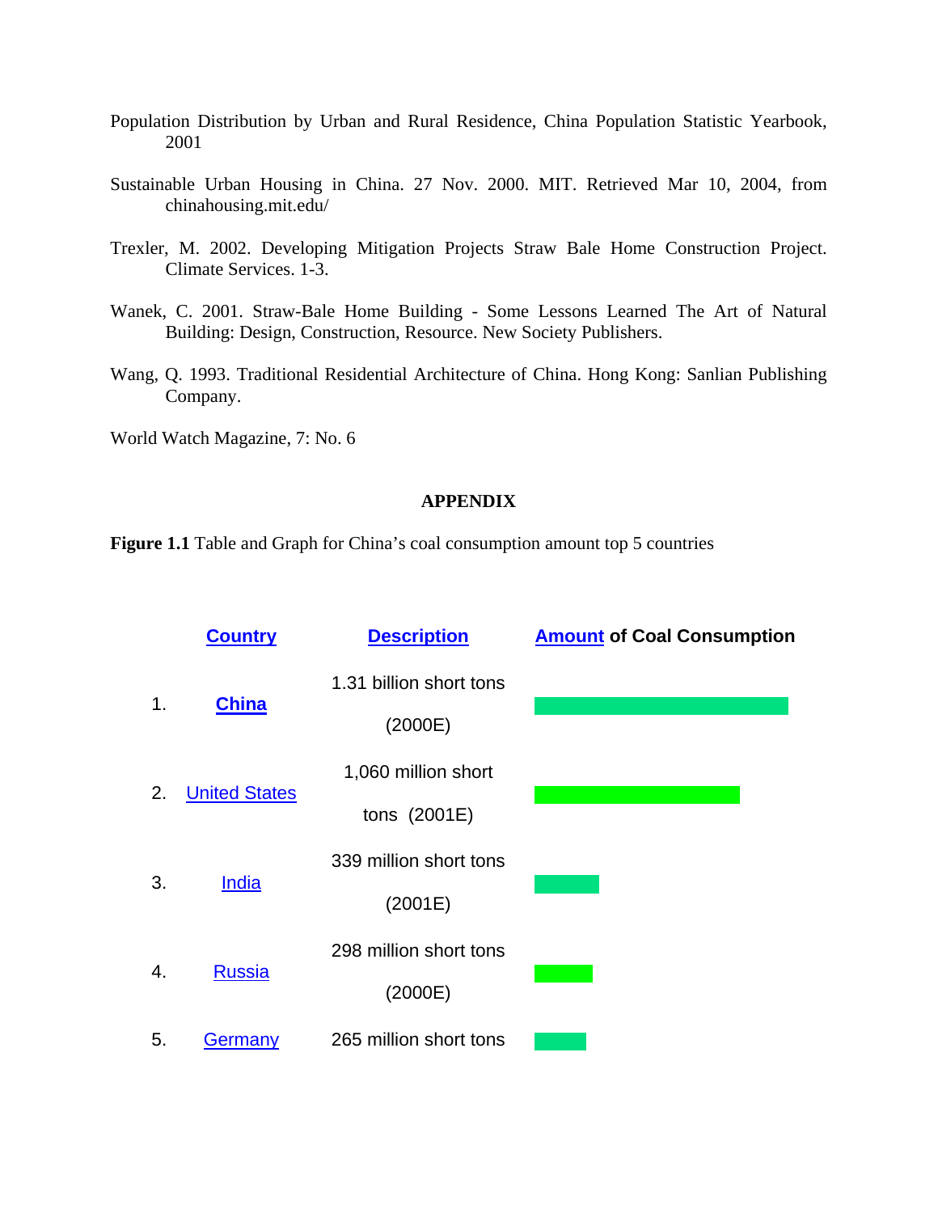Population Distribution by Urban and Rural Residence, China Population Statistic Yearbook, 2001

Sustainable Urban Housing in China. 27 Nov. 2000. MIT. Retrieved Mar 10, 2004, from chinahousing.mit.edu/

Trexler, M. 2002. Developing Mitigation Projects Straw Bale Home Construction Project. Climate Services. 1-3.

Wanek, C. 2001. Straw-Bale Home Building - Some Lessons Learned The Art of Natural Building: Design, Construction, Resource. New Society Publishers.

Wang, Q. 1993. Traditional Residential Architecture of China. Hong Kong: Sanlian Publishing Company.

World Watch Magazine, 7: No. 6

## APPENDIX

**Figure 1.1** Table and Graph for China's coal consumption amount top 5 countries

| | Country | Description | Amount of Coal Consumption |
|---|---|---|---|
| 1. | **China** | 1.31 billion short tons (2000E) | |
| 2. | United States | 1,060 million short tons (2001E) | |
| 3. | India | 339 million short tons (2001E) | |
| 4. | Russia | 298 million short tons (2000E) | |
| 5. | Germany | 265 million short tons | |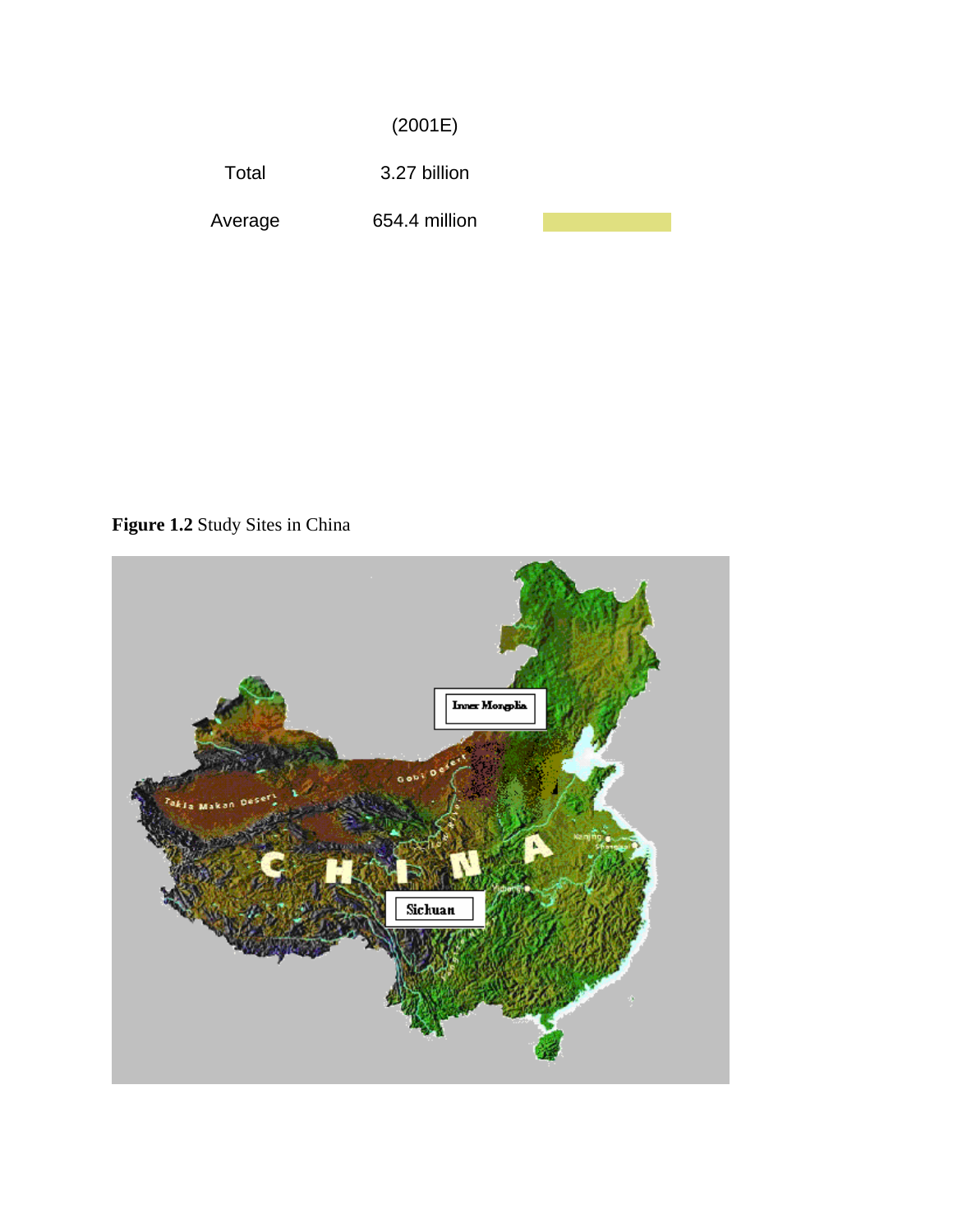| | (2001E) |
|---|---|
| Total | 3.27 billion |
| Average | 654.4 million |

**Figure 1.2** Study Sites in China

Inner Mongolia

Gobi Desert

Takla Makan Desert

CHINA

Sichuan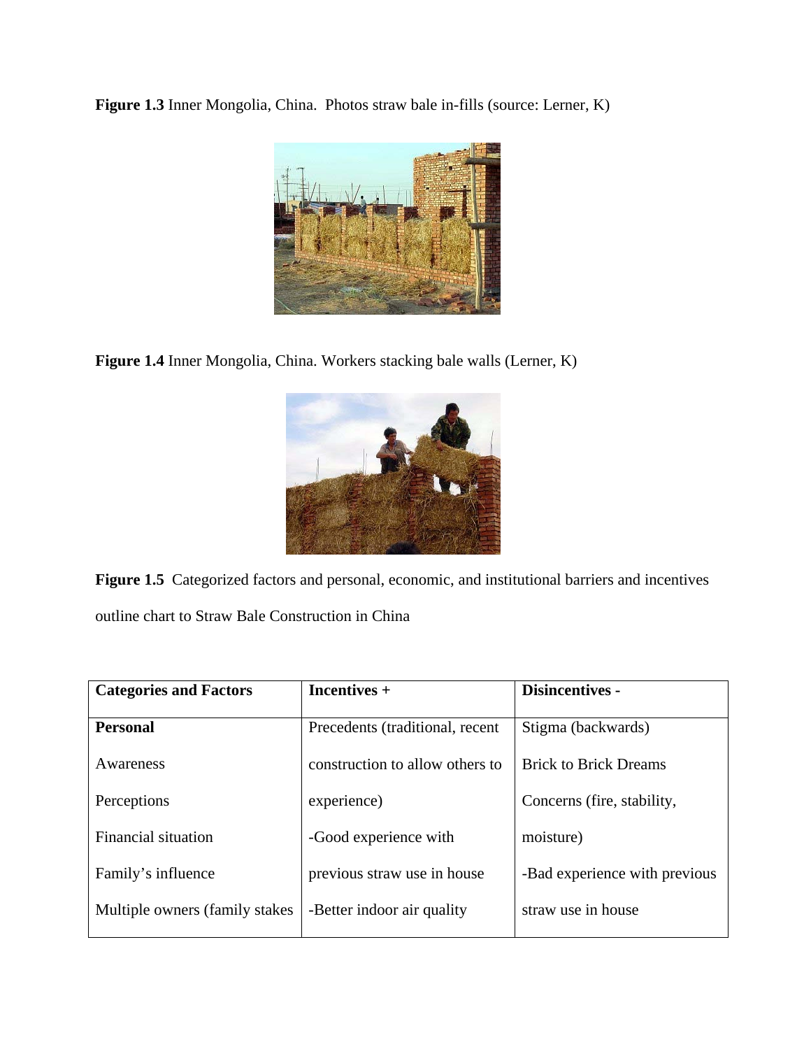**Figure 1.3** Inner Mongolia, China. Photos straw bale in-fills (source: Lerner, K)

**Figure 1.4** Inner Mongolia, China. Workers stacking bale walls (Lerner, K)

**Figure 1.5** Categorized factors and personal, economic, and institutional barriers and incentives outline chart to Straw Bale Construction in China

| **Categories and Factors** | **Incentives +** | **Disincentives -** |
| --- | --- | --- |
| **Personal**<br>Awareness<br>Perceptions<br>Financial situation<br>Family's influence<br>Multiple owners (family stakes | Precedents (traditional, recent construction to allow others to experience)<br>-Good experience with previous straw use in house<br>-Better indoor air quality | Stigma (backwards)<br>Brick to Brick Dreams<br>Concerns (fire, stability, moisture)<br>-Bad experience with previous straw use in house |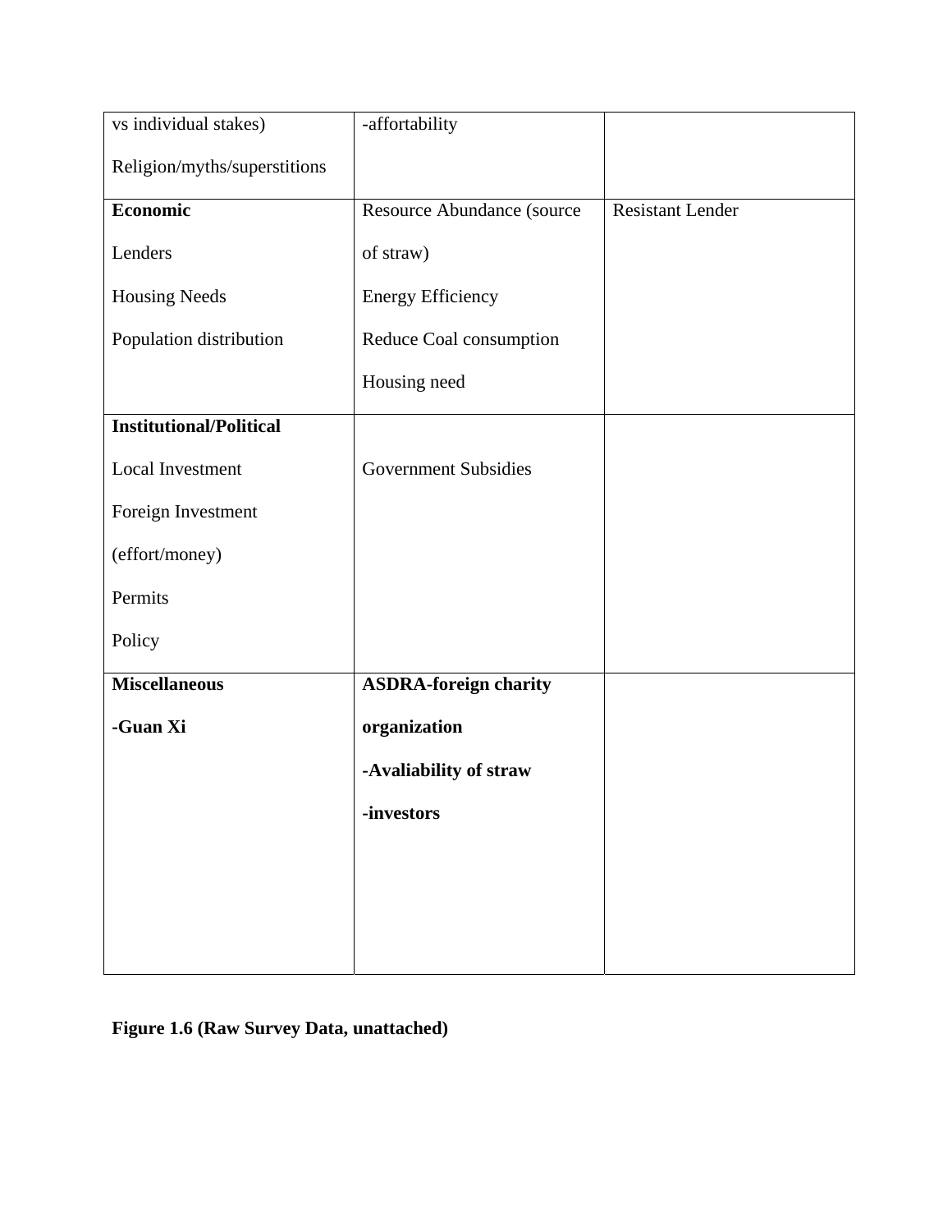| | | |
|---|---|---|
| vs individual stakes)<br><br>Religion/myths/superstitions | -affortability | |
| **Economic**<br><br>Lenders<br><br>Housing Needs<br><br>Population distribution | Resource Abundance (source of straw)<br><br>Energy Efficiency<br><br>Reduce Coal consumption<br><br>Housing need | Resistant Lender |
| **Institutional/Political**<br><br>Local Investment<br><br>Foreign Investment (effort/money)<br><br>Permits<br><br>Policy | Government Subsidies | |
| **Miscellaneous**<br><br>**-Guan Xi** | **ASDRA-foreign charity organization**<br><br>**-Avaliability of straw**<br><br>**-investors** | |

**Figure 1.6 (Raw Survey Data, unattached)**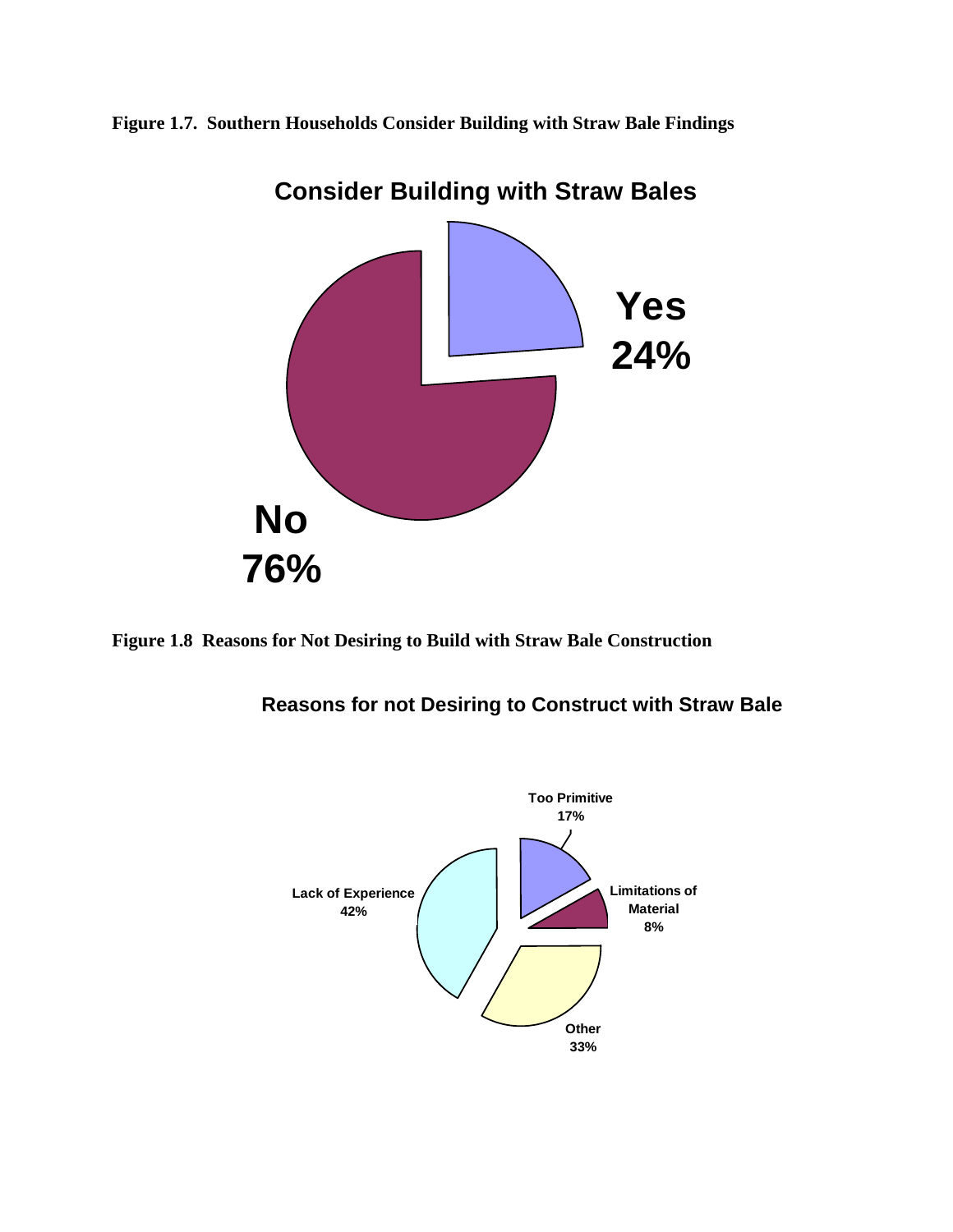**Figure 1.7. Southern Households Consider Building with Straw Bale Findings**

Consider Building with Straw Bales

Yes
24%

No
76%

**Figure 1.8 Reasons for Not Desiring to Build with Straw Bale Construction**

Reasons for not Desiring to Construct with Straw Bale

Too Primitive
17%

Limitations of Material
8%

Other
33%

Lack of Experience
42%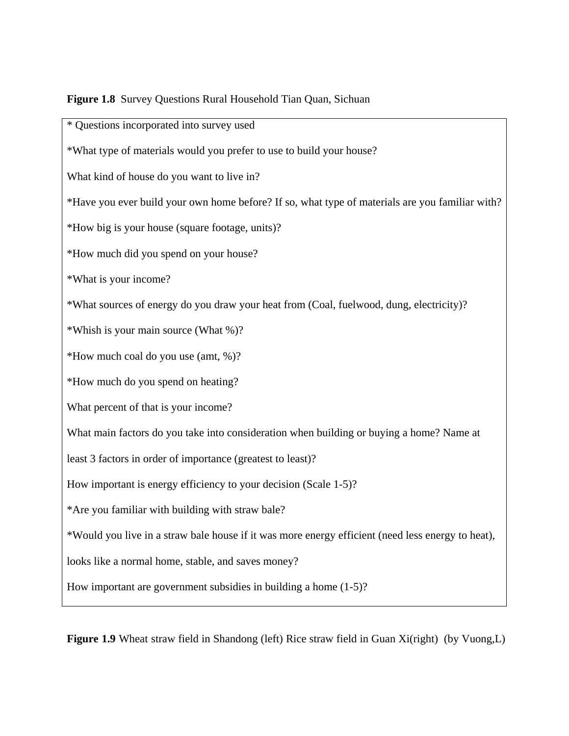**Figure 1.8** Survey Questions Rural Household Tian Quan, Sichuan

* Questions incorporated into survey used

*What type of materials would you prefer to use to build your house?

What kind of house do you want to live in?

*Have you ever build your own home before? If so, what type of materials are you familiar with?

*How big is your house (square footage, units)?

*How much did you spend on your house?

*What is your income?

*What sources of energy do you draw your heat from (Coal, fuelwood, dung, electricity)?

*Whish is your main source (What %)?

*How much coal do you use (amt, %)?

*How much do you spend on heating?

What percent of that is your income?

What main factors do you take into consideration when building or buying a home? Name at least 3 factors in order of importance (greatest to least)?

How important is energy efficiency to your decision (Scale 1-5)?

*Are you familiar with building with straw bale?

*Would you live in a straw bale house if it was more energy efficient (need less energy to heat), looks like a normal home, stable, and saves money?

How important are government subsidies in building a home (1-5)?

**Figure 1.9** Wheat straw field in Shandong (left) Rice straw field in Guan Xi(right) (by Vuong,L)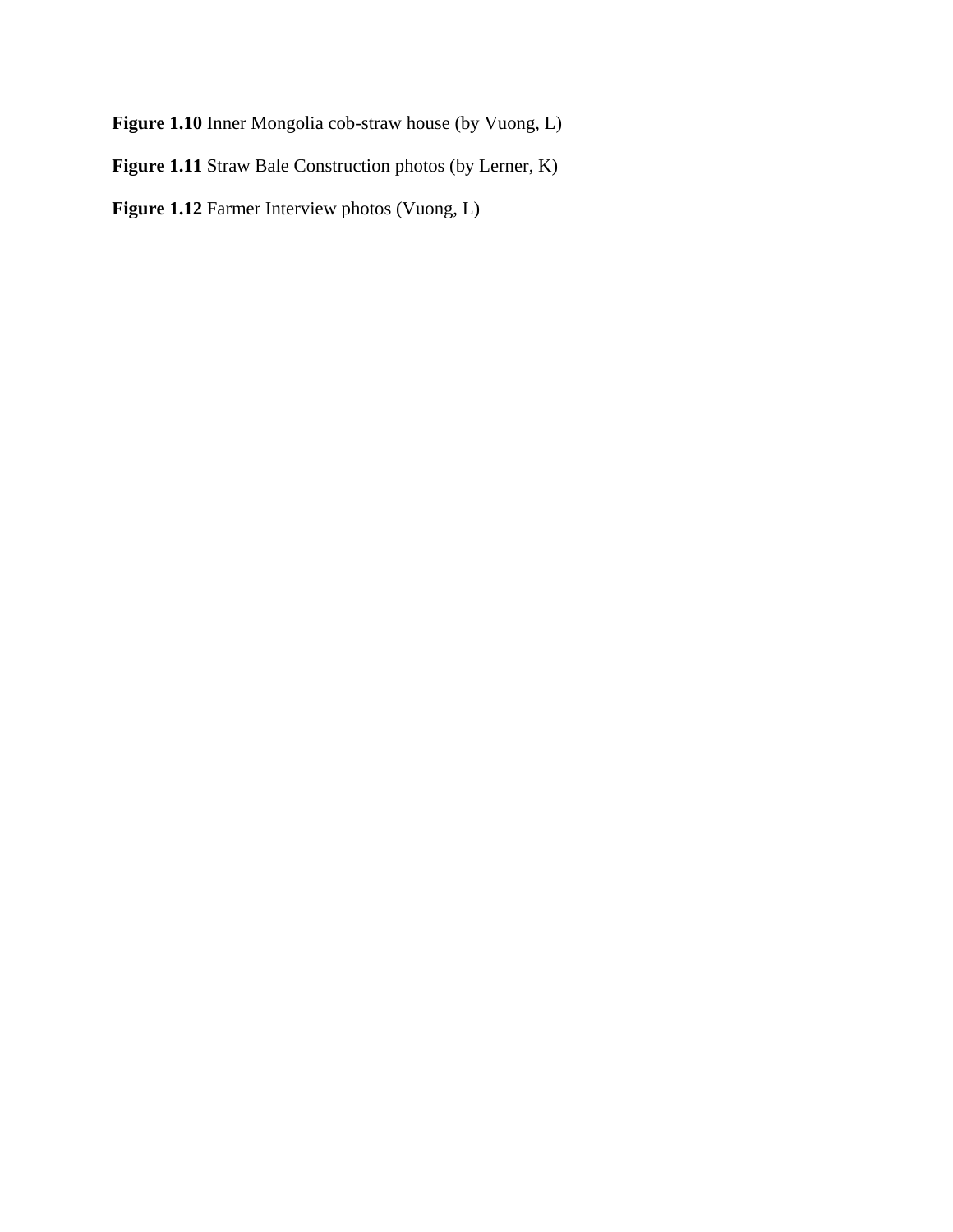**Figure 1.10** Inner Mongolia cob-straw house (by Vuong, L)

**Figure 1.11** Straw Bale Construction photos (by Lerner, K)

**Figure 1.12** Farmer Interview photos (Vuong, L)